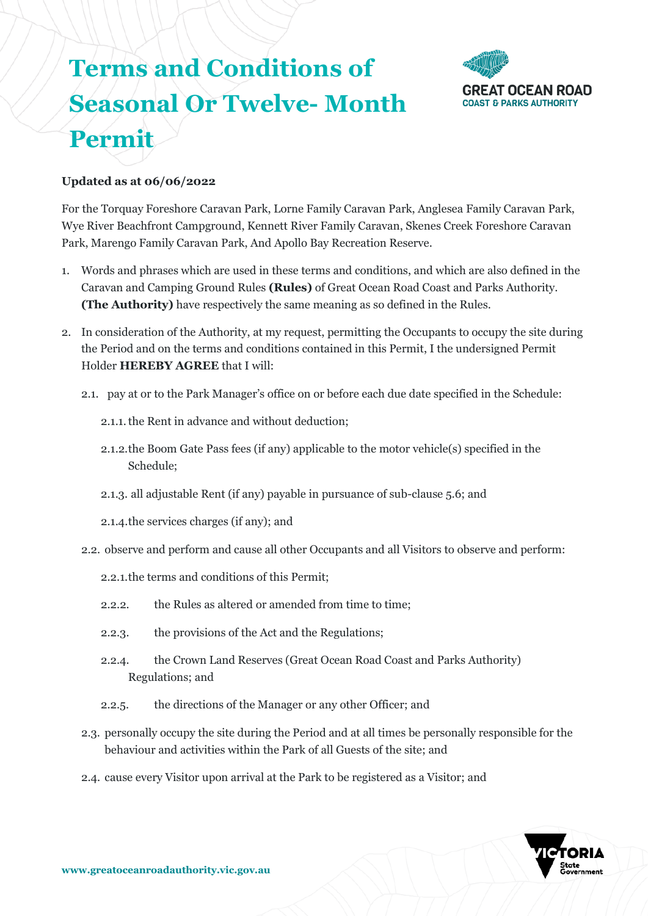# Terms and Conditions of Seasonal Or Twelve- Month Permit

**Updated as at 06/06/2022**

For the Torquay Foreshore Caravan Park, Lorne Family Caravan Park, Anglesea Family Caravan Park, Wye River Beachfront Campground, Kennett River Family Caravan, Skenes Creek Foreshore Caravan Park, Marengo Family Caravan Park, And Apollo Bay Recreation Reserve.

1. Words and phrases which are used in these terms and conditions, and which are also defined in the Caravan and Camping Ground Rules **(Rules)** of Great Ocean Road Coast and Parks Authority. **(The Authority)** have respectively the same meaning as so defined in the Rules.

2. In consideration of the Authority, at my request, permitting the Occupants to occupy the site during the Period and on the terms and conditions contained in this Permit, I the undersigned Permit Holder **HEREBY AGREE** that I will:

   2.1. pay at or to the Park Manager's office on or before each due date specified in the Schedule:

      2.1.1. the Rent in advance and without deduction;

      2.1.2. the Boom Gate Pass fees (if any) applicable to the motor vehicle(s) specified in the Schedule;

      2.1.3. all adjustable Rent (if any) payable in pursuance of sub-clause 5.6; and

      2.1.4. the services charges (if any); and

   2.2. observe and perform and cause all other Occupants and all Visitors to observe and perform:

      2.2.1. the terms and conditions of this Permit;

      2.2.2. the Rules as altered or amended from time to time;

      2.2.3. the provisions of the Act and the Regulations;

      2.2.4. the Crown Land Reserves (Great Ocean Road Coast and Parks Authority) Regulations; and

      2.2.5. the directions of the Manager or any other Officer; and

   2.3. personally occupy the site during the Period and at all times be personally responsible for the behaviour and activities within the Park of all Guests of the site; and

   2.4. cause every Visitor upon arrival at the Park to be registered as a Visitor; and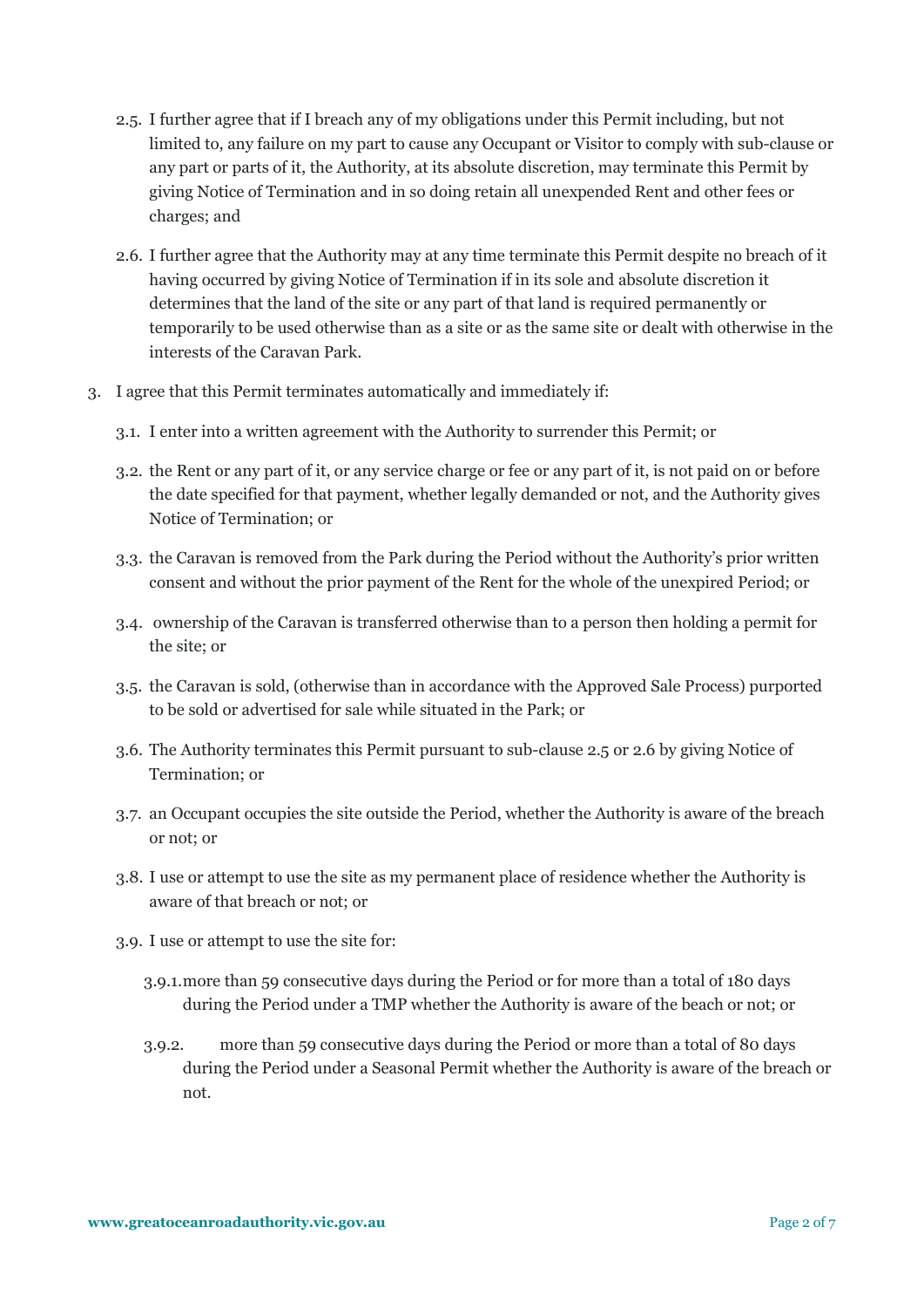2.5. I further agree that if I breach any of my obligations under this Permit including, but not limited to, any failure on my part to cause any Occupant or Visitor to comply with sub-clause or any part or parts of it, the Authority, at its absolute discretion, may terminate this Permit by giving Notice of Termination and in so doing retain all unexpended Rent and other fees or charges; and

2.6. I further agree that the Authority may at any time terminate this Permit despite no breach of it having occurred by giving Notice of Termination if in its sole and absolute discretion it determines that the land of the site or any part of that land is required permanently or temporarily to be used otherwise than as a site or as the same site or dealt with otherwise in the interests of the Caravan Park.

3. I agree that this Permit terminates automatically and immediately if:

3.1. I enter into a written agreement with the Authority to surrender this Permit; or

3.2. the Rent or any part of it, or any service charge or fee or any part of it, is not paid on or before the date specified for that payment, whether legally demanded or not, and the Authority gives Notice of Termination; or

3.3. the Caravan is removed from the Park during the Period without the Authority's prior written consent and without the prior payment of the Rent for the whole of the unexpired Period; or

3.4. ownership of the Caravan is transferred otherwise than to a person then holding a permit for the site; or

3.5. the Caravan is sold, (otherwise than in accordance with the Approved Sale Process) purported to be sold or advertised for sale while situated in the Park; or

3.6. The Authority terminates this Permit pursuant to sub-clause 2.5 or 2.6 by giving Notice of Termination; or

3.7. an Occupant occupies the site outside the Period, whether the Authority is aware of the breach or not; or

3.8. I use or attempt to use the site as my permanent place of residence whether the Authority is aware of that breach or not; or

3.9. I use or attempt to use the site for:

3.9.1. more than 59 consecutive days during the Period or for more than a total of 180 days during the Period under a TMP whether the Authority is aware of the beach or not; or

3.9.2. more than 59 consecutive days during the Period or more than a total of 80 days during the Period under a Seasonal Permit whether the Authority is aware of the breach or not.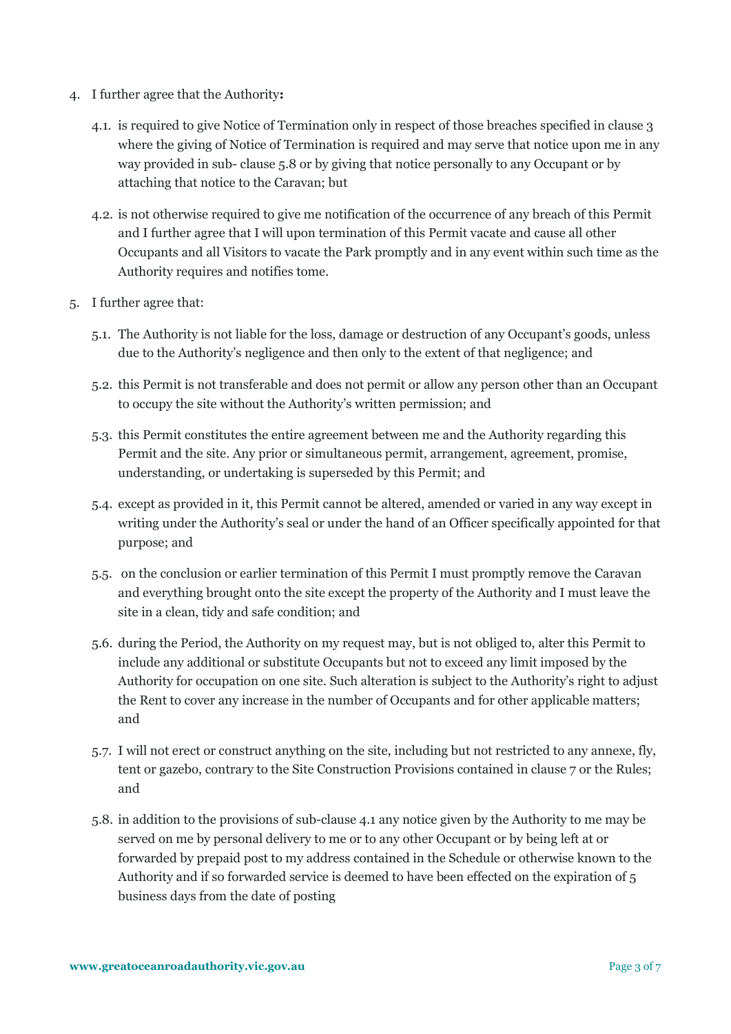4. I further agree that the Authority**:**

   4.1. is required to give Notice of Termination only in respect of those breaches specified in clause 3 where the giving of Notice of Termination is required and may serve that notice upon me in any way provided in sub- clause 5.8 or by giving that notice personally to any Occupant or by attaching that notice to the Caravan; but

   4.2. is not otherwise required to give me notification of the occurrence of any breach of this Permit and I further agree that I will upon termination of this Permit vacate and cause all other Occupants and all Visitors to vacate the Park promptly and in any event within such time as the Authority requires and notifies tome.

5. I further agree that:

   5.1. The Authority is not liable for the loss, damage or destruction of any Occupant's goods, unless due to the Authority's negligence and then only to the extent of that negligence; and

   5.2. this Permit is not transferable and does not permit or allow any person other than an Occupant to occupy the site without the Authority's written permission; and

   5.3. this Permit constitutes the entire agreement between me and the Authority regarding this Permit and the site. Any prior or simultaneous permit, arrangement, agreement, promise, understanding, or undertaking is superseded by this Permit; and

   5.4. except as provided in it, this Permit cannot be altered, amended or varied in any way except in writing under the Authority's seal or under the hand of an Officer specifically appointed for that purpose; and

   5.5. on the conclusion or earlier termination of this Permit I must promptly remove the Caravan and everything brought onto the site except the property of the Authority and I must leave the site in a clean, tidy and safe condition; and

   5.6. during the Period, the Authority on my request may, but is not obliged to, alter this Permit to include any additional or substitute Occupants but not to exceed any limit imposed by the Authority for occupation on one site. Such alteration is subject to the Authority's right to adjust the Rent to cover any increase in the number of Occupants and for other applicable matters; and

   5.7. I will not erect or construct anything on the site, including but not restricted to any annexe, fly, tent or gazebo, contrary to the Site Construction Provisions contained in clause 7 or the Rules; and

   5.8. in addition to the provisions of sub-clause 4.1 any notice given by the Authority to me may be served on me by personal delivery to me or to any other Occupant or by being left at or forwarded by prepaid post to my address contained in the Schedule or otherwise known to the Authority and if so forwarded service is deemed to have been effected on the expiration of 5 business days from the date of posting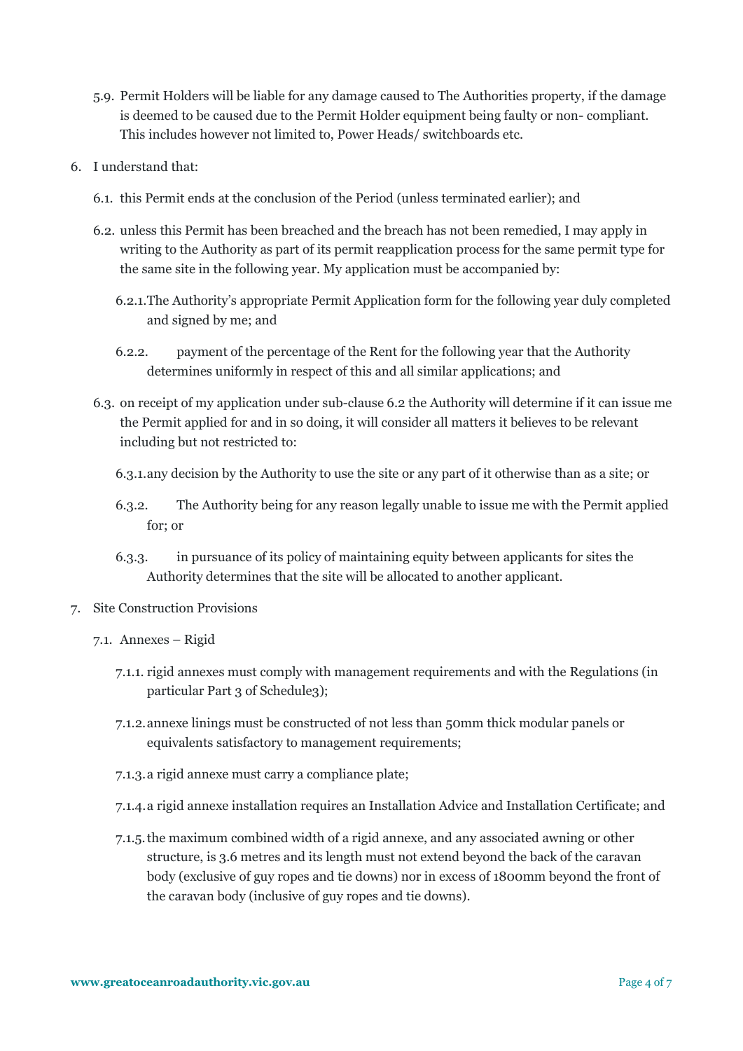5.9. Permit Holders will be liable for any damage caused to The Authorities property, if the damage is deemed to be caused due to the Permit Holder equipment being faulty or non- compliant. This includes however not limited to, Power Heads/ switchboards etc.

6. I understand that:

   6.1. this Permit ends at the conclusion of the Period (unless terminated earlier); and

   6.2. unless this Permit has been breached and the breach has not been remedied, I may apply in writing to the Authority as part of its permit reapplication process for the same permit type for the same site in the following year. My application must be accompanied by:

      6.2.1. The Authority's appropriate Permit Application form for the following year duly completed and signed by me; and

      6.2.2. payment of the percentage of the Rent for the following year that the Authority determines uniformly in respect of this and all similar applications; and

   6.3. on receipt of my application under sub-clause 6.2 the Authority will determine if it can issue me the Permit applied for and in so doing, it will consider all matters it believes to be relevant including but not restricted to:

      6.3.1. any decision by the Authority to use the site or any part of it otherwise than as a site; or

      6.3.2. The Authority being for any reason legally unable to issue me with the Permit applied for; or

      6.3.3. in pursuance of its policy of maintaining equity between applicants for sites the Authority determines that the site will be allocated to another applicant.

7. Site Construction Provisions

   7.1. Annexes – Rigid

      7.1.1. rigid annexes must comply with management requirements and with the Regulations (in particular Part 3 of Schedule3);

      7.1.2. annexe linings must be constructed of not less than 50mm thick modular panels or equivalents satisfactory to management requirements;

      7.1.3. a rigid annexe must carry a compliance plate;

      7.1.4. a rigid annexe installation requires an Installation Advice and Installation Certificate; and

      7.1.5. the maximum combined width of a rigid annexe, and any associated awning or other structure, is 3.6 metres and its length must not extend beyond the back of the caravan body (exclusive of guy ropes and tie downs) nor in excess of 1800mm beyond the front of the caravan body (inclusive of guy ropes and tie downs).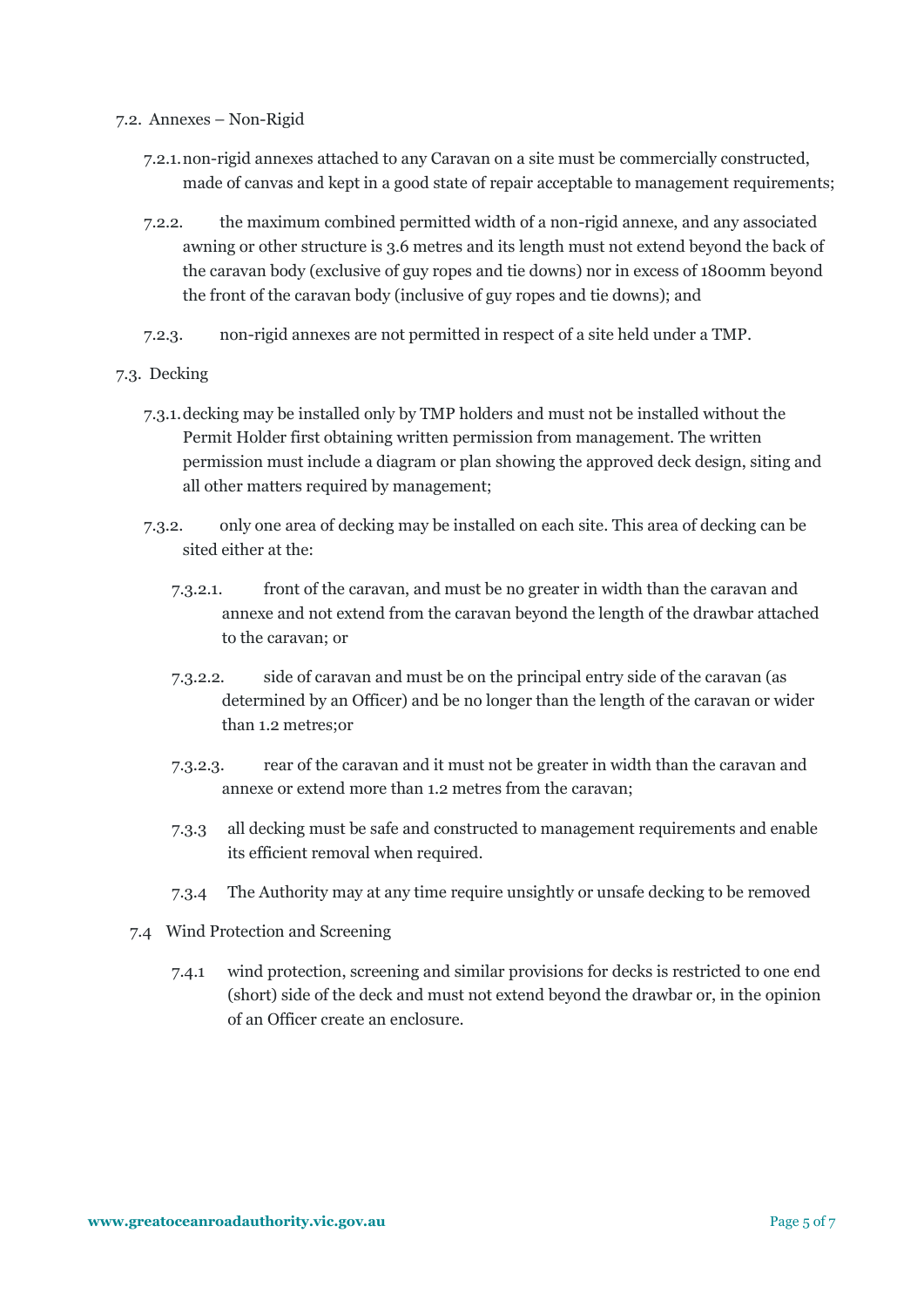7.2. Annexes – Non-Rigid

7.2.1. non-rigid annexes attached to any Caravan on a site must be commercially constructed, made of canvas and kept in a good state of repair acceptable to management requirements;

7.2.2. the maximum combined permitted width of a non-rigid annexe, and any associated awning or other structure is 3.6 metres and its length must not extend beyond the back of the caravan body (exclusive of guy ropes and tie downs) nor in excess of 1800mm beyond the front of the caravan body (inclusive of guy ropes and tie downs); and

7.2.3. non-rigid annexes are not permitted in respect of a site held under a TMP.

7.3. Decking

7.3.1. decking may be installed only by TMP holders and must not be installed without the Permit Holder first obtaining written permission from management. The written permission must include a diagram or plan showing the approved deck design, siting and all other matters required by management;

7.3.2. only one area of decking may be installed on each site. This area of decking can be sited either at the:

7.3.2.1. front of the caravan, and must be no greater in width than the caravan and annexe and not extend from the caravan beyond the length of the drawbar attached to the caravan; or

7.3.2.2. side of caravan and must be on the principal entry side of the caravan (as determined by an Officer) and be no longer than the length of the caravan or wider than 1.2 metres;or

7.3.2.3. rear of the caravan and it must not be greater in width than the caravan and annexe or extend more than 1.2 metres from the caravan;

7.3.3 all decking must be safe and constructed to management requirements and enable its efficient removal when required.

7.3.4 The Authority may at any time require unsightly or unsafe decking to be removed

7.4 Wind Protection and Screening

7.4.1 wind protection, screening and similar provisions for decks is restricted to one end (short) side of the deck and must not extend beyond the drawbar or, in the opinion of an Officer create an enclosure.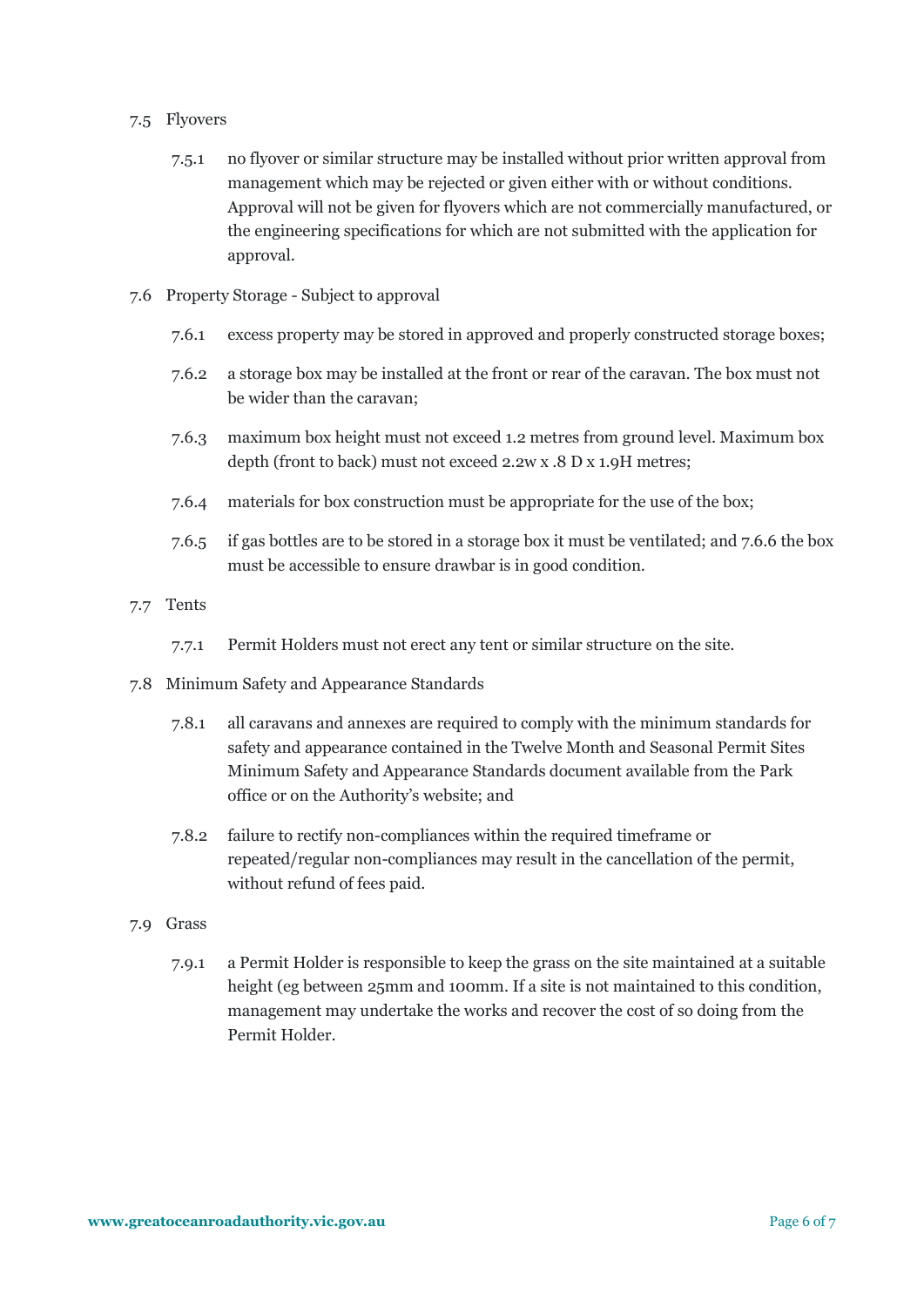7.5 Flyovers

7.5.1 no flyover or similar structure may be installed without prior written approval from management which may be rejected or given either with or without conditions. Approval will not be given for flyovers which are not commercially manufactured, or the engineering specifications for which are not submitted with the application for approval.

7.6 Property Storage - Subject to approval

7.6.1 excess property may be stored in approved and properly constructed storage boxes;

7.6.2 a storage box may be installed at the front or rear of the caravan. The box must not be wider than the caravan;

7.6.3 maximum box height must not exceed 1.2 metres from ground level. Maximum box depth (front to back) must not exceed 2.2w x .8 D x 1.9H metres;

7.6.4 materials for box construction must be appropriate for the use of the box;

7.6.5 if gas bottles are to be stored in a storage box it must be ventilated; and 7.6.6 the box must be accessible to ensure drawbar is in good condition.

7.7 Tents

7.7.1 Permit Holders must not erect any tent or similar structure on the site.

7.8 Minimum Safety and Appearance Standards

7.8.1 all caravans and annexes are required to comply with the minimum standards for safety and appearance contained in the Twelve Month and Seasonal Permit Sites Minimum Safety and Appearance Standards document available from the Park office or on the Authority's website; and

7.8.2 failure to rectify non-compliances within the required timeframe or repeated/regular non-compliances may result in the cancellation of the permit, without refund of fees paid.

7.9 Grass

7.9.1 a Permit Holder is responsible to keep the grass on the site maintained at a suitable height (eg between 25mm and 100mm. If a site is not maintained to this condition, management may undertake the works and recover the cost of so doing from the Permit Holder.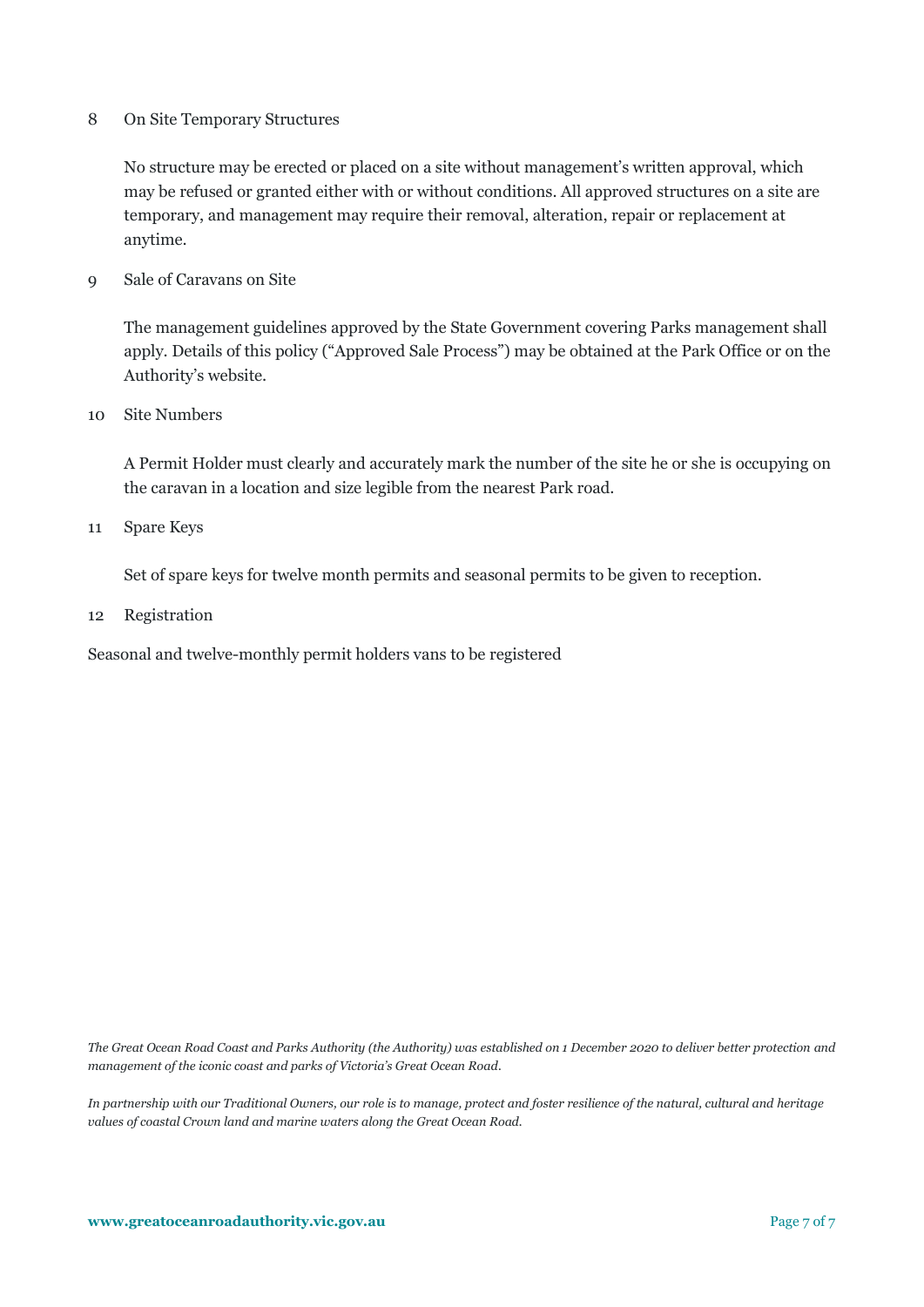8 On Site Temporary Structures

No structure may be erected or placed on a site without management's written approval, which may be refused or granted either with or without conditions. All approved structures on a site are temporary, and management may require their removal, alteration, repair or replacement at anytime.

9 Sale of Caravans on Site

The management guidelines approved by the State Government covering Parks management shall apply. Details of this policy ("Approved Sale Process") may be obtained at the Park Office or on the Authority's website.

10 Site Numbers

A Permit Holder must clearly and accurately mark the number of the site he or she is occupying on the caravan in a location and size legible from the nearest Park road.

11 Spare Keys

Set of spare keys for twelve month permits and seasonal permits to be given to reception.

12 Registration

Seasonal and twelve-monthly permit holders vans to be registered

*The Great Ocean Road Coast and Parks Authority (the Authority) was established on 1 December 2020 to deliver better protection and management of the iconic coast and parks of Victoria's Great Ocean Road.*

*In partnership with our Traditional Owners, our role is to manage, protect and foster resilience of the natural, cultural and heritage values of coastal Crown land and marine waters along the Great Ocean Road.*

**www.greatoceanroadauthority.vic.gov.au**